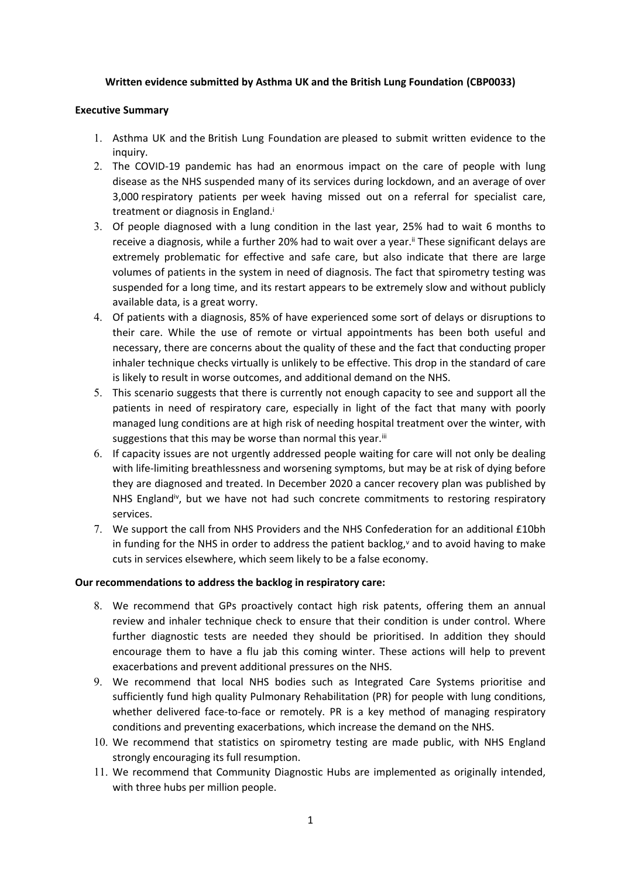**Written evidence submitted by Asthma UK and the British Lung Foundation (CBP0033)**

**Executive Summary**

1. Asthma UK and the British Lung Foundation are pleased to submit written evidence to the inquiry.
2. The COVID-19 pandemic has had an enormous impact on the care of people with lung disease as the NHS suspended many of its services during lockdown, and an average of over 3,000 respiratory patients per week having missed out on a referral for specialist care, treatment or diagnosis in England.[i]
3. Of people diagnosed with a lung condition in the last year, 25% had to wait 6 months to receive a diagnosis, while a further 20% had to wait over a year.[ii] These significant delays are extremely problematic for effective and safe care, but also indicate that there are large volumes of patients in the system in need of diagnosis. The fact that spirometry testing was suspended for a long time, and its restart appears to be extremely slow and without publicly available data, is a great worry.
4. Of patients with a diagnosis, 85% of have experienced some sort of delays or disruptions to their care. While the use of remote or virtual appointments has been both useful and necessary, there are concerns about the quality of these and the fact that conducting proper inhaler technique checks virtually is unlikely to be effective. This drop in the standard of care is likely to result in worse outcomes, and additional demand on the NHS.
5. This scenario suggests that there is currently not enough capacity to see and support all the patients in need of respiratory care, especially in light of the fact that many with poorly managed lung conditions are at high risk of needing hospital treatment over the winter, with suggestions that this may be worse than normal this year.[iii]
6. If capacity issues are not urgently addressed people waiting for care will not only be dealing with life-limiting breathlessness and worsening symptoms, but may be at risk of dying before they are diagnosed and treated. In December 2020 a cancer recovery plan was published by NHS England[iv], but we have not had such concrete commitments to restoring respiratory services.
7. We support the call from NHS Providers and the NHS Confederation for an additional £10bh in funding for the NHS in order to address the patient backlog,[v] and to avoid having to make cuts in services elsewhere, which seem likely to be a false economy.

**Our recommendations to address the backlog in respiratory care:**

8. We recommend that GPs proactively contact high risk patents, offering them an annual review and inhaler technique check to ensure that their condition is under control. Where further diagnostic tests are needed they should be prioritised. In addition they should encourage them to have a flu jab this coming winter. These actions will help to prevent exacerbations and prevent additional pressures on the NHS.
9. We recommend that local NHS bodies such as Integrated Care Systems prioritise and sufficiently fund high quality Pulmonary Rehabilitation (PR) for people with lung conditions, whether delivered face-to-face or remotely. PR is a key method of managing respiratory conditions and preventing exacerbations, which increase the demand on the NHS.
10. We recommend that statistics on spirometry testing are made public, with NHS England strongly encouraging its full resumption.
11. We recommend that Community Diagnostic Hubs are implemented as originally intended, with three hubs per million people.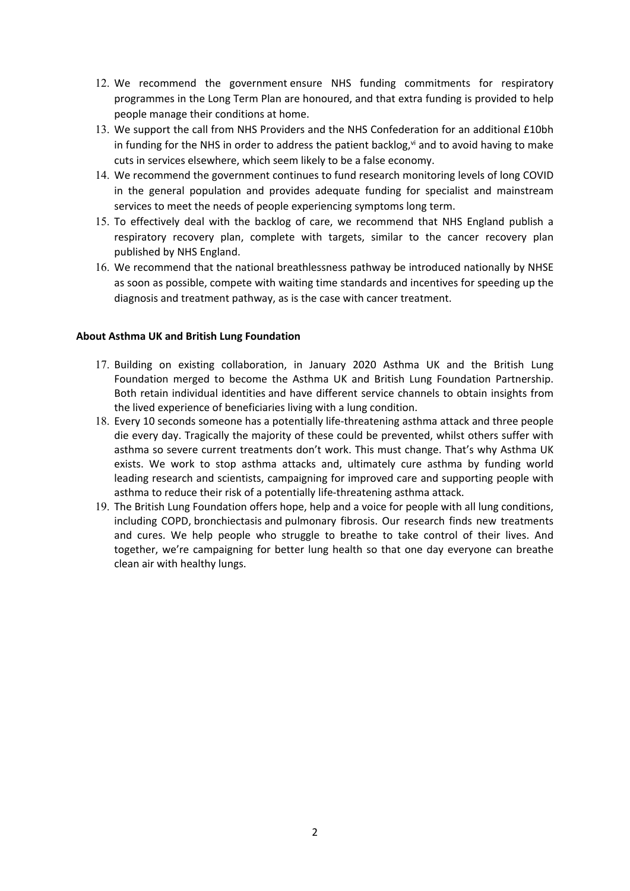12. We recommend the government ensure NHS funding commitments for respiratory programmes in the Long Term Plan are honoured, and that extra funding is provided to help people manage their conditions at home.
13. We support the call from NHS Providers and the NHS Confederation for an additional £10bh in funding for the NHS in order to address the patient backlog,[vi] and to avoid having to make cuts in services elsewhere, which seem likely to be a false economy.
14. We recommend the government continues to fund research monitoring levels of long COVID in the general population and provides adequate funding for specialist and mainstream services to meet the needs of people experiencing symptoms long term.
15. To effectively deal with the backlog of care, we recommend that NHS England publish a respiratory recovery plan, complete with targets, similar to the cancer recovery plan published by NHS England.
16. We recommend that the national breathlessness pathway be introduced nationally by NHSE as soon as possible, compete with waiting time standards and incentives for speeding up the diagnosis and treatment pathway, as is the case with cancer treatment.

**About Asthma UK and British Lung Foundation**

17. Building on existing collaboration, in January 2020 Asthma UK and the British Lung Foundation merged to become the Asthma UK and British Lung Foundation Partnership. Both retain individual identities and have different service channels to obtain insights from the lived experience of beneficiaries living with a lung condition.
18. Every 10 seconds someone has a potentially life-threatening asthma attack and three people die every day. Tragically the majority of these could be prevented, whilst others suffer with asthma so severe current treatments don't work. This must change. That's why Asthma UK exists. We work to stop asthma attacks and, ultimately cure asthma by funding world leading research and scientists, campaigning for improved care and supporting people with asthma to reduce their risk of a potentially life-threatening asthma attack.
19. The British Lung Foundation offers hope, help and a voice for people with all lung conditions, including COPD, bronchiectasis and pulmonary fibrosis. Our research finds new treatments and cures. We help people who struggle to breathe to take control of their lives. And together, we're campaigning for better lung health so that one day everyone can breathe clean air with healthy lungs.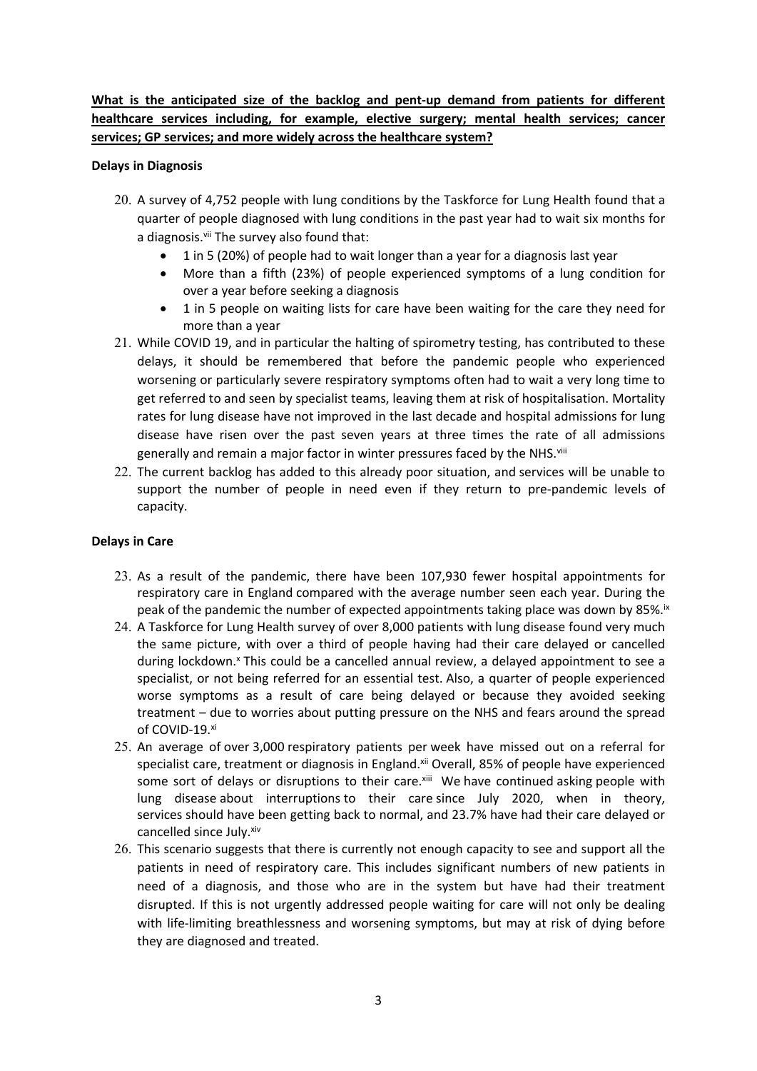**What is the anticipated size of the backlog and pent-up demand from patients for different healthcare services including, for example, elective surgery; mental health services; cancer services; GP services; and more widely across the healthcare system?**

**Delays in Diagnosis**

20. A survey of 4,752 people with lung conditions by the Taskforce for Lung Health found that a quarter of people diagnosed with lung conditions in the past year had to wait six months for a diagnosis.[vii] The survey also found that:
    - 1 in 5 (20%) of people had to wait longer than a year for a diagnosis last year
    - More than a fifth (23%) of people experienced symptoms of a lung condition for over a year before seeking a diagnosis
    - 1 in 5 people on waiting lists for care have been waiting for the care they need for more than a year
21. While COVID 19, and in particular the halting of spirometry testing, has contributed to these delays, it should be remembered that before the pandemic people who experienced worsening or particularly severe respiratory symptoms often had to wait a very long time to get referred to and seen by specialist teams, leaving them at risk of hospitalisation. Mortality rates for lung disease have not improved in the last decade and hospital admissions for lung disease have risen over the past seven years at three times the rate of all admissions generally and remain a major factor in winter pressures faced by the NHS.[viii]
22. The current backlog has added to this already poor situation, and services will be unable to support the number of people in need even if they return to pre-pandemic levels of capacity.

**Delays in Care**

23. As a result of the pandemic, there have been 107,930 fewer hospital appointments for respiratory care in England compared with the average number seen each year. During the peak of the pandemic the number of expected appointments taking place was down by 85%.[ix]
24. A Taskforce for Lung Health survey of over 8,000 patients with lung disease found very much the same picture, with over a third of people having had their care delayed or cancelled during lockdown.[x] This could be a cancelled annual review, a delayed appointment to see a specialist, or not being referred for an essential test. Also, a quarter of people experienced worse symptoms as a result of care being delayed or because they avoided seeking treatment – due to worries about putting pressure on the NHS and fears around the spread of COVID-19.[xi]
25. An average of over 3,000 respiratory patients per week have missed out on a referral for specialist care, treatment or diagnosis in England.[xii] Overall, 85% of people have experienced some sort of delays or disruptions to their care.[xiii] We have continued asking people with lung disease about interruptions to their care since July 2020, when in theory, services should have been getting back to normal, and 23.7% have had their care delayed or cancelled since July.[xiv]
26. This scenario suggests that there is currently not enough capacity to see and support all the patients in need of respiratory care. This includes significant numbers of new patients in need of a diagnosis, and those who are in the system but have had their treatment disrupted. If this is not urgently addressed people waiting for care will not only be dealing with life-limiting breathlessness and worsening symptoms, but may at risk of dying before they are diagnosed and treated.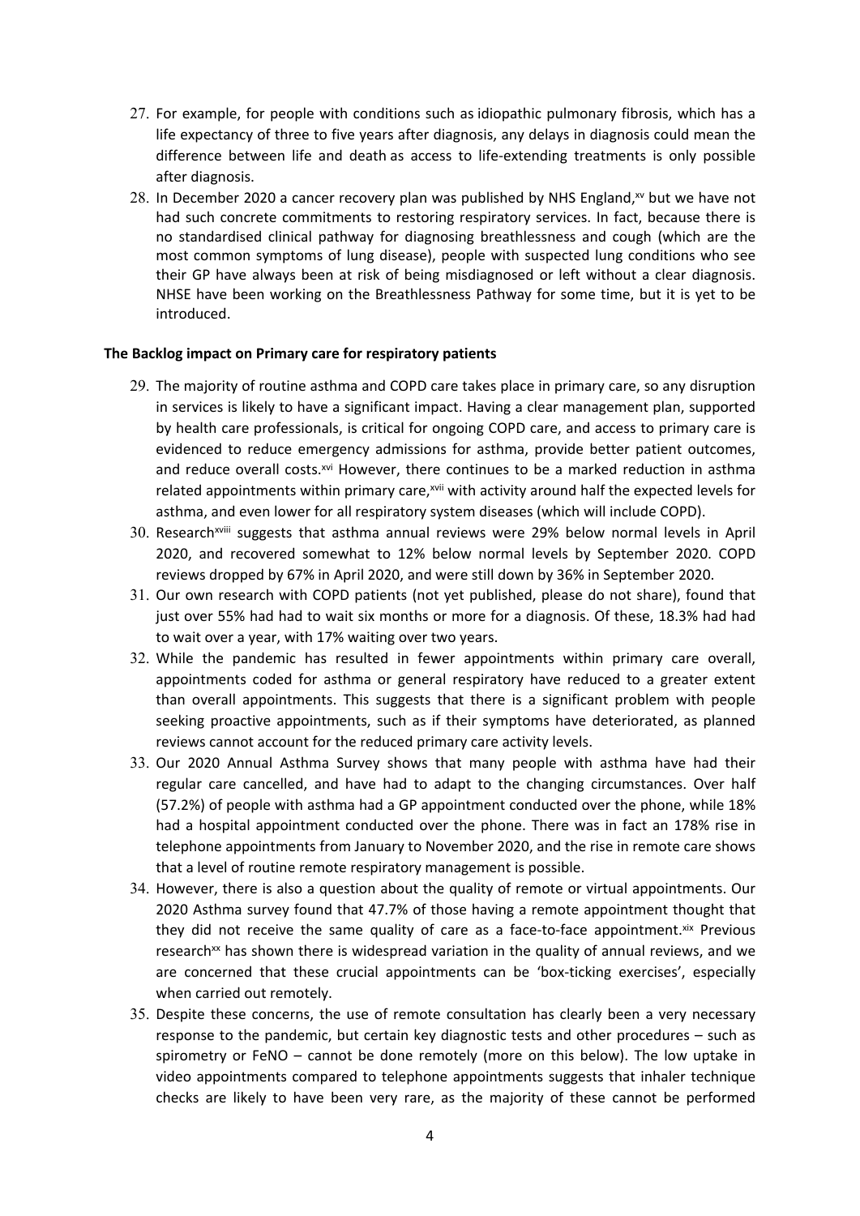27. For example, for people with conditions such as idiopathic pulmonary fibrosis, which has a life expectancy of three to five years after diagnosis, any delays in diagnosis could mean the difference between life and death as access to life-extending treatments is only possible after diagnosis.
28. In December 2020 a cancer recovery plan was published by NHS England,[xv] but we have not had such concrete commitments to restoring respiratory services. In fact, because there is no standardised clinical pathway for diagnosing breathlessness and cough (which are the most common symptoms of lung disease), people with suspected lung conditions who see their GP have always been at risk of being misdiagnosed or left without a clear diagnosis. NHSE have been working on the Breathlessness Pathway for some time, but it is yet to be introduced.

**The Backlog impact on Primary care for respiratory patients**

29. The majority of routine asthma and COPD care takes place in primary care, so any disruption in services is likely to have a significant impact. Having a clear management plan, supported by health care professionals, is critical for ongoing COPD care, and access to primary care is evidenced to reduce emergency admissions for asthma, provide better patient outcomes, and reduce overall costs.[xvi] However, there continues to be a marked reduction in asthma related appointments within primary care,[xvii] with activity around half the expected levels for asthma, and even lower for all respiratory system diseases (which will include COPD).
30. Research[xviii] suggests that asthma annual reviews were 29% below normal levels in April 2020, and recovered somewhat to 12% below normal levels by September 2020. COPD reviews dropped by 67% in April 2020, and were still down by 36% in September 2020.
31. Our own research with COPD patients (not yet published, please do not share), found that just over 55% had had to wait six months or more for a diagnosis. Of these, 18.3% had had to wait over a year, with 17% waiting over two years.
32. While the pandemic has resulted in fewer appointments within primary care overall, appointments coded for asthma or general respiratory have reduced to a greater extent than overall appointments. This suggests that there is a significant problem with people seeking proactive appointments, such as if their symptoms have deteriorated, as planned reviews cannot account for the reduced primary care activity levels.
33. Our 2020 Annual Asthma Survey shows that many people with asthma have had their regular care cancelled, and have had to adapt to the changing circumstances. Over half (57.2%) of people with asthma had a GP appointment conducted over the phone, while 18% had a hospital appointment conducted over the phone. There was in fact an 178% rise in telephone appointments from January to November 2020, and the rise in remote care shows that a level of routine remote respiratory management is possible.
34. However, there is also a question about the quality of remote or virtual appointments. Our 2020 Asthma survey found that 47.7% of those having a remote appointment thought that they did not receive the same quality of care as a face-to-face appointment.[xix] Previous research[xx] has shown there is widespread variation in the quality of annual reviews, and we are concerned that these crucial appointments can be 'box-ticking exercises', especially when carried out remotely.
35. Despite these concerns, the use of remote consultation has clearly been a very necessary response to the pandemic, but certain key diagnostic tests and other procedures – such as spirometry or FeNO – cannot be done remotely (more on this below). The low uptake in video appointments compared to telephone appointments suggests that inhaler technique checks are likely to have been very rare, as the majority of these cannot be performed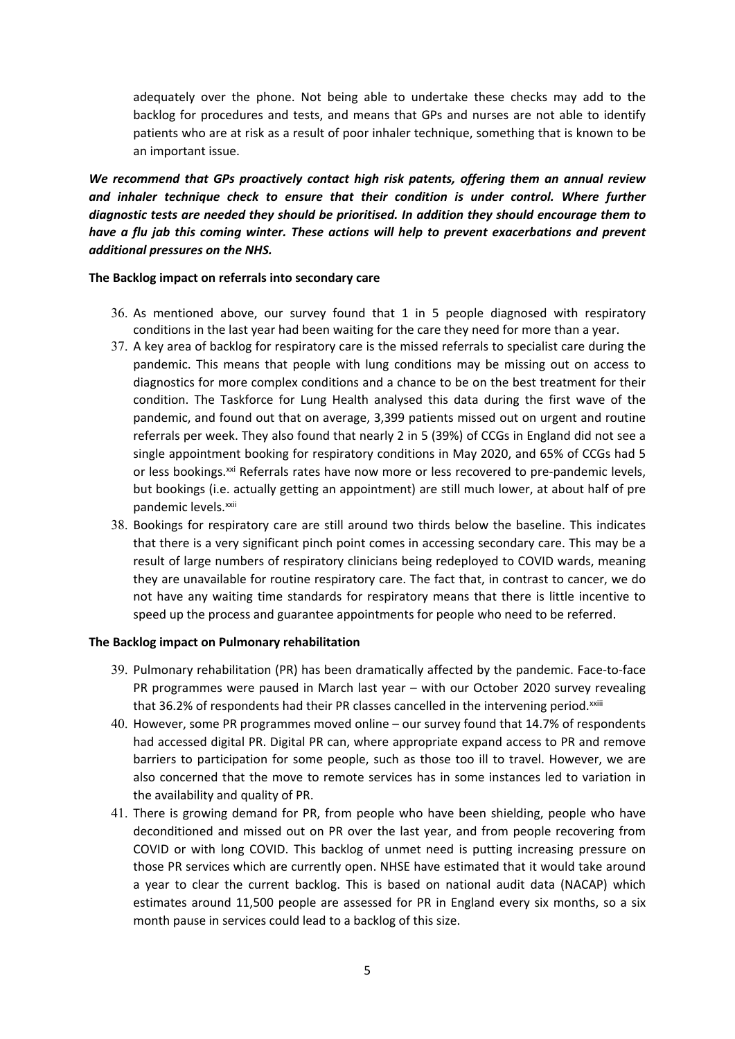adequately over the phone. Not being able to undertake these checks may add to the backlog for procedures and tests, and means that GPs and nurses are not able to identify patients who are at risk as a result of poor inhaler technique, something that is known to be an important issue.

***We recommend that GPs proactively contact high risk patents, offering them an annual review and inhaler technique check to ensure that their condition is under control. Where further diagnostic tests are needed they should be prioritised. In addition they should encourage them to have a flu jab this coming winter. These actions will help to prevent exacerbations and prevent additional pressures on the NHS.***

**The Backlog impact on referrals into secondary care**

36. As mentioned above, our survey found that 1 in 5 people diagnosed with respiratory conditions in the last year had been waiting for the care they need for more than a year.
37. A key area of backlog for respiratory care is the missed referrals to specialist care during the pandemic. This means that people with lung conditions may be missing out on access to diagnostics for more complex conditions and a chance to be on the best treatment for their condition. The Taskforce for Lung Health analysed this data during the first wave of the pandemic, and found out that on average, 3,399 patients missed out on urgent and routine referrals per week. They also found that nearly 2 in 5 (39%) of CCGs in England did not see a single appointment booking for respiratory conditions in May 2020, and 65% of CCGs had 5 or less bookings.[xxi] Referrals rates have now more or less recovered to pre-pandemic levels, but bookings (i.e. actually getting an appointment) are still much lower, at about half of pre pandemic levels.[xxii]
38. Bookings for respiratory care are still around two thirds below the baseline. This indicates that there is a very significant pinch point comes in accessing secondary care. This may be a result of large numbers of respiratory clinicians being redeployed to COVID wards, meaning they are unavailable for routine respiratory care. The fact that, in contrast to cancer, we do not have any waiting time standards for respiratory means that there is little incentive to speed up the process and guarantee appointments for people who need to be referred.

**The Backlog impact on Pulmonary rehabilitation**

39. Pulmonary rehabilitation (PR) has been dramatically affected by the pandemic. Face-to-face PR programmes were paused in March last year – with our October 2020 survey revealing that 36.2% of respondents had their PR classes cancelled in the intervening period.[xxiii]
40. However, some PR programmes moved online – our survey found that 14.7% of respondents had accessed digital PR. Digital PR can, where appropriate expand access to PR and remove barriers to participation for some people, such as those too ill to travel. However, we are also concerned that the move to remote services has in some instances led to variation in the availability and quality of PR.
41. There is growing demand for PR, from people who have been shielding, people who have deconditioned and missed out on PR over the last year, and from people recovering from COVID or with long COVID. This backlog of unmet need is putting increasing pressure on those PR services which are currently open. NHSE have estimated that it would take around a year to clear the current backlog. This is based on national audit data (NACAP) which estimates around 11,500 people are assessed for PR in England every six months, so a six month pause in services could lead to a backlog of this size.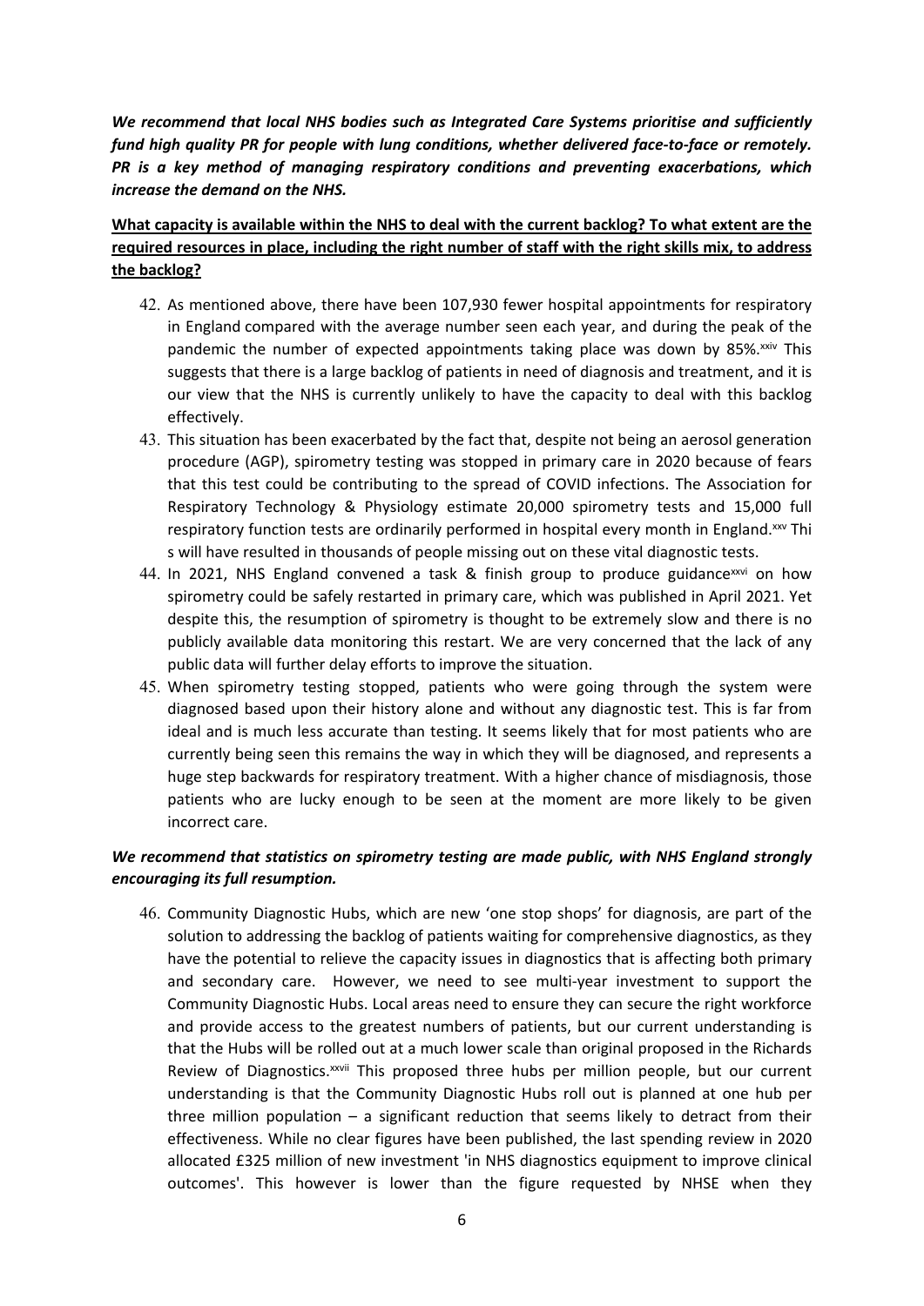***We recommend that local NHS bodies such as Integrated Care Systems prioritise and sufficiently fund high quality PR for people with lung conditions, whether delivered face-to-face or remotely. PR is a key method of managing respiratory conditions and preventing exacerbations, which increase the demand on the NHS.***

**What capacity is available within the NHS to deal with the current backlog? To what extent are the required resources in place, including the right number of staff with the right skills mix, to address the backlog?**

42. As mentioned above, there have been 107,930 fewer hospital appointments for respiratory in England compared with the average number seen each year, and during the peak of the pandemic the number of expected appointments taking place was down by 85%.[xxiv] This suggests that there is a large backlog of patients in need of diagnosis and treatment, and it is our view that the NHS is currently unlikely to have the capacity to deal with this backlog effectively.
43. This situation has been exacerbated by the fact that, despite not being an aerosol generation procedure (AGP), spirometry testing was stopped in primary care in 2020 because of fears that this test could be contributing to the spread of COVID infections. The Association for Respiratory Technology & Physiology estimate 20,000 spirometry tests and 15,000 full respiratory function tests are ordinarily performed in hospital every month in England.[xxv] This will have resulted in thousands of people missing out on these vital diagnostic tests.
44. In 2021, NHS England convened a task & finish group to produce guidance[xxvi] on how spirometry could be safely restarted in primary care, which was published in April 2021. Yet despite this, the resumption of spirometry is thought to be extremely slow and there is no publicly available data monitoring this restart. We are very concerned that the lack of any public data will further delay efforts to improve the situation.
45. When spirometry testing stopped, patients who were going through the system were diagnosed based upon their history alone and without any diagnostic test. This is far from ideal and is much less accurate than testing. It seems likely that for most patients who are currently being seen this remains the way in which they will be diagnosed, and represents a huge step backwards for respiratory treatment. With a higher chance of misdiagnosis, those patients who are lucky enough to be seen at the moment are more likely to be given incorrect care.

***We recommend that statistics on spirometry testing are made public, with NHS England strongly encouraging its full resumption.***

46. Community Diagnostic Hubs, which are new 'one stop shops' for diagnosis, are part of the solution to addressing the backlog of patients waiting for comprehensive diagnostics, as they have the potential to relieve the capacity issues in diagnostics that is affecting both primary and secondary care. However, we need to see multi-year investment to support the Community Diagnostic Hubs. Local areas need to ensure they can secure the right workforce and provide access to the greatest numbers of patients, but our current understanding is that the Hubs will be rolled out at a much lower scale than original proposed in the Richards Review of Diagnostics.[xxvii] This proposed three hubs per million people, but our current understanding is that the Community Diagnostic Hubs roll out is planned at one hub per three million population – a significant reduction that seems likely to detract from their effectiveness. While no clear figures have been published, the last spending review in 2020 allocated £325 million of new investment 'in NHS diagnostics equipment to improve clinical outcomes'. This however is lower than the figure requested by NHSE when they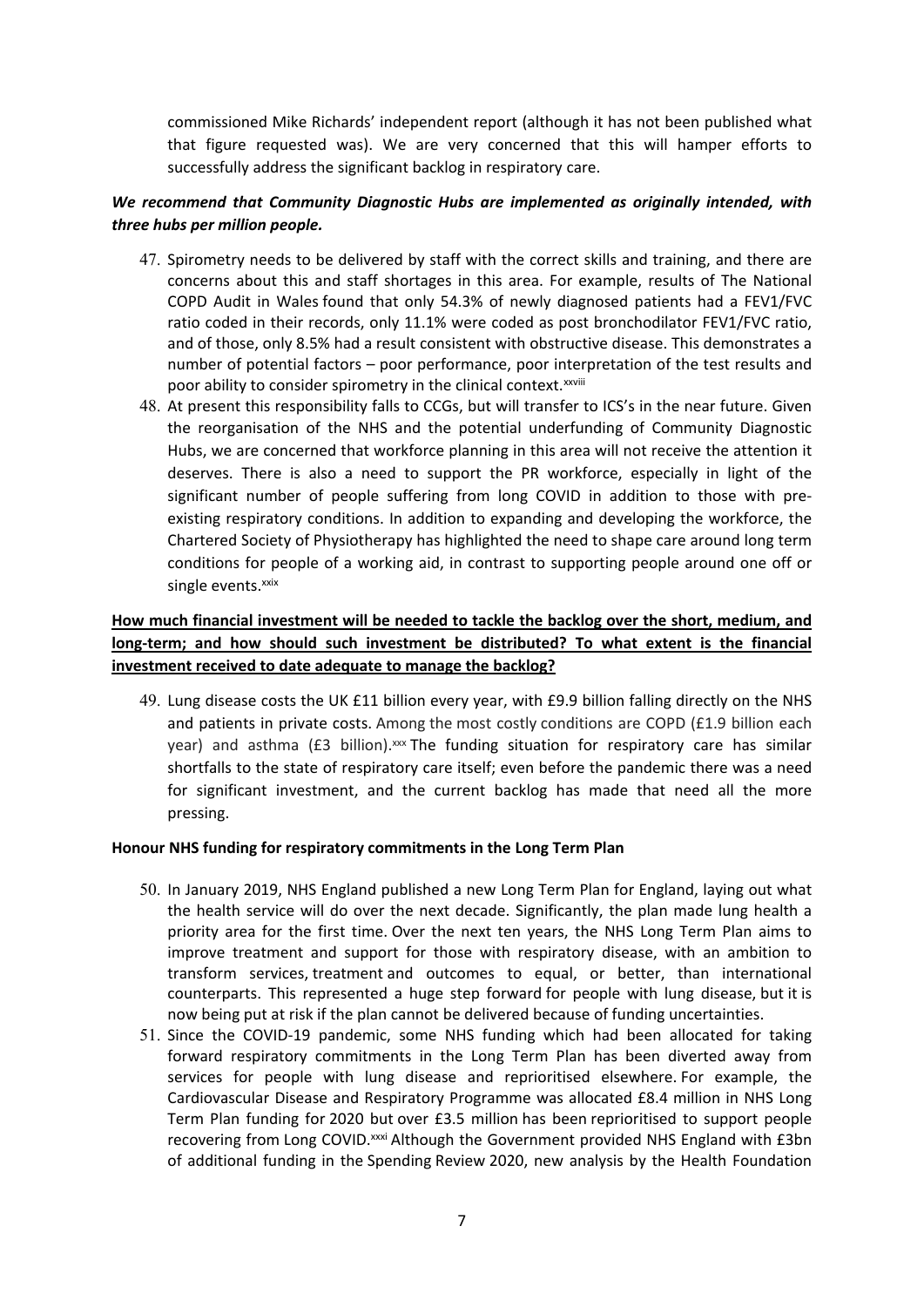commissioned Mike Richards' independent report (although it has not been published what that figure requested was). We are very concerned that this will hamper efforts to successfully address the significant backlog in respiratory care.

***We recommend that Community Diagnostic Hubs are implemented as originally intended, with three hubs per million people.***

47. Spirometry needs to be delivered by staff with the correct skills and training, and there are concerns about this and staff shortages in this area. For example, results of The National COPD Audit in Wales found that only 54.3% of newly diagnosed patients had a FEV1/FVC ratio coded in their records, only 11.1% were coded as post bronchodilator FEV1/FVC ratio, and of those, only 8.5% had a result consistent with obstructive disease. This demonstrates a number of potential factors – poor performance, poor interpretation of the test results and poor ability to consider spirometry in the clinical context.[xxviii]
48. At present this responsibility falls to CCGs, but will transfer to ICS's in the near future. Given the reorganisation of the NHS and the potential underfunding of Community Diagnostic Hubs, we are concerned that workforce planning in this area will not receive the attention it deserves. There is also a need to support the PR workforce, especially in light of the significant number of people suffering from long COVID in addition to those with pre-existing respiratory conditions. In addition to expanding and developing the workforce, the Chartered Society of Physiotherapy has highlighted the need to shape care around long term conditions for people of a working aid, in contrast to supporting people around one off or single events.[xxix]

<u>**How much financial investment will be needed to tackle the backlog over the short, medium, and long-term; and how should such investment be distributed? To what extent is the financial investment received to date adequate to manage the backlog?**</u>

49. Lung disease costs the UK £11 billion every year, with £9.9 billion falling directly on the NHS and patients in private costs. Among the most costly conditions are COPD (£1.9 billion each year) and asthma (£3 billion).[xxx] The funding situation for respiratory care has similar shortfalls to the state of respiratory care itself; even before the pandemic there was a need for significant investment, and the current backlog has made that need all the more pressing.

**Honour NHS funding for respiratory commitments in the Long Term Plan**

50. In January 2019, NHS England published a new Long Term Plan for England, laying out what the health service will do over the next decade. Significantly, the plan made lung health a priority area for the first time. Over the next ten years, the NHS Long Term Plan aims to improve treatment and support for those with respiratory disease, with an ambition to transform services, treatment and outcomes to equal, or better, than international counterparts. This represented a huge step forward for people with lung disease, but it is now being put at risk if the plan cannot be delivered because of funding uncertainties.
51. Since the COVID-19 pandemic, some NHS funding which had been allocated for taking forward respiratory commitments in the Long Term Plan has been diverted away from services for people with lung disease and reprioritised elsewhere. For example, the Cardiovascular Disease and Respiratory Programme was allocated £8.4 million in NHS Long Term Plan funding for 2020 but over £3.5 million has been reprioritised to support people recovering from Long COVID.[xxxi] Although the Government provided NHS England with £3bn of additional funding in the Spending Review 2020, new analysis by the Health Foundation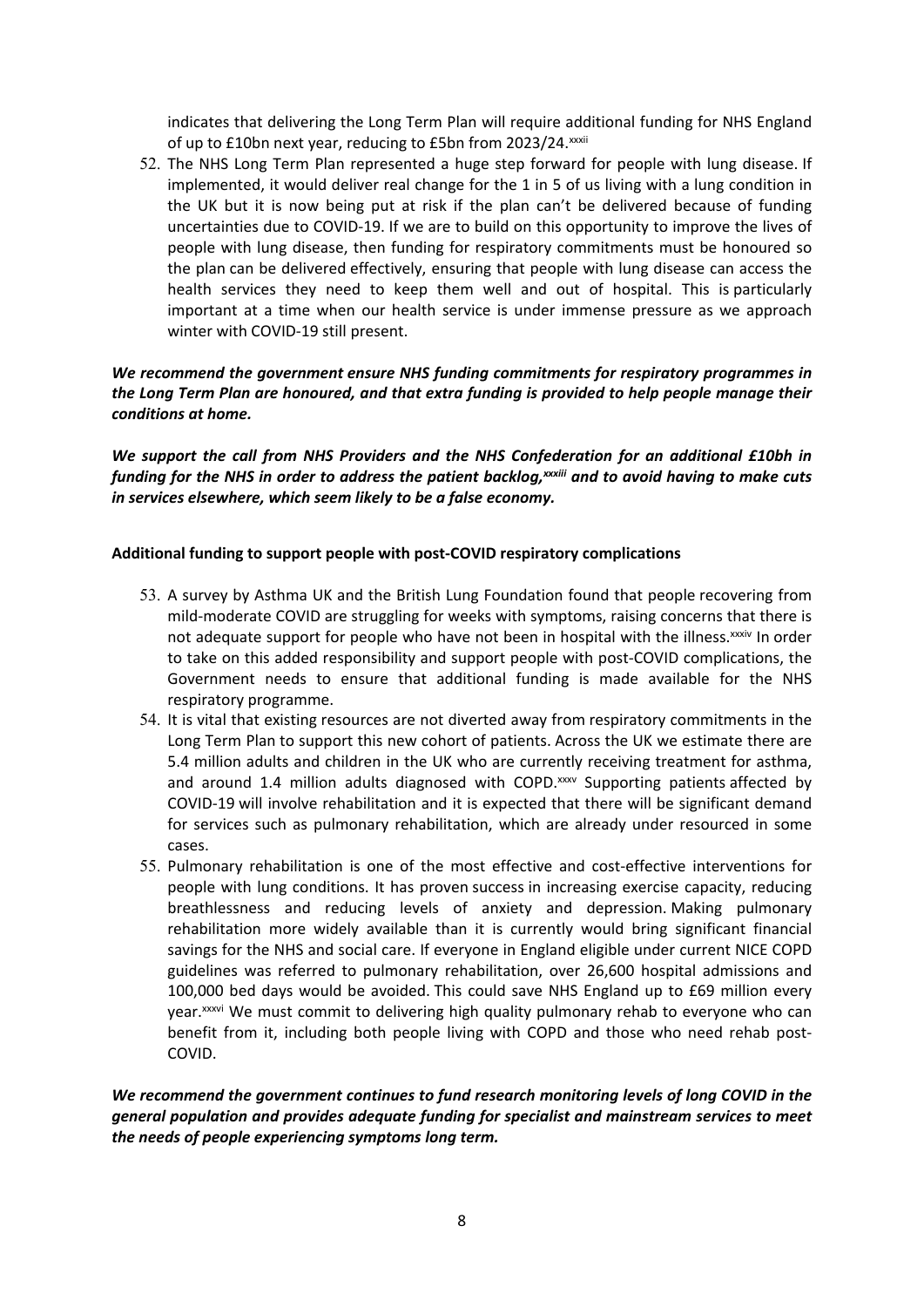indicates that delivering the Long Term Plan will require additional funding for NHS England of up to £10bn next year, reducing to £5bn from 2023/24.[xxxii]

52. The NHS Long Term Plan represented a huge step forward for people with lung disease. If implemented, it would deliver real change for the 1 in 5 of us living with a lung condition in the UK but it is now being put at risk if the plan can't be delivered because of funding uncertainties due to COVID-19. If we are to build on this opportunity to improve the lives of people with lung disease, then funding for respiratory commitments must be honoured so the plan can be delivered effectively, ensuring that people with lung disease can access the health services they need to keep them well and out of hospital. This is particularly important at a time when our health service is under immense pressure as we approach winter with COVID-19 still present.

***We recommend the government ensure NHS funding commitments for respiratory programmes in the Long Term Plan are honoured, and that extra funding is provided to help people manage their conditions at home.***

***We support the call from NHS Providers and the NHS Confederation for an additional £10bh in funding for the NHS in order to address the patient backlog,[xxxiii] and to avoid having to make cuts in services elsewhere, which seem likely to be a false economy.***

**Additional funding to support people with post-COVID respiratory complications**

53. A survey by Asthma UK and the British Lung Foundation found that people recovering from mild-moderate COVID are struggling for weeks with symptoms, raising concerns that there is not adequate support for people who have not been in hospital with the illness.[xxxiv] In order to take on this added responsibility and support people with post-COVID complications, the Government needs to ensure that additional funding is made available for the NHS respiratory programme.
54. It is vital that existing resources are not diverted away from respiratory commitments in the Long Term Plan to support this new cohort of patients. Across the UK we estimate there are 5.4 million adults and children in the UK who are currently receiving treatment for asthma, and around 1.4 million adults diagnosed with COPD.[xxxv] Supporting patients affected by COVID-19 will involve rehabilitation and it is expected that there will be significant demand for services such as pulmonary rehabilitation, which are already under resourced in some cases.
55. Pulmonary rehabilitation is one of the most effective and cost-effective interventions for people with lung conditions. It has proven success in increasing exercise capacity, reducing breathlessness and reducing levels of anxiety and depression. Making pulmonary rehabilitation more widely available than it is currently would bring significant financial savings for the NHS and social care. If everyone in England eligible under current NICE COPD guidelines was referred to pulmonary rehabilitation, over 26,600 hospital admissions and 100,000 bed days would be avoided. This could save NHS England up to £69 million every year.[xxxvi] We must commit to delivering high quality pulmonary rehab to everyone who can benefit from it, including both people living with COPD and those who need rehab post-COVID.

***We recommend the government continues to fund research monitoring levels of long COVID in the general population and provides adequate funding for specialist and mainstream services to meet the needs of people experiencing symptoms long term.***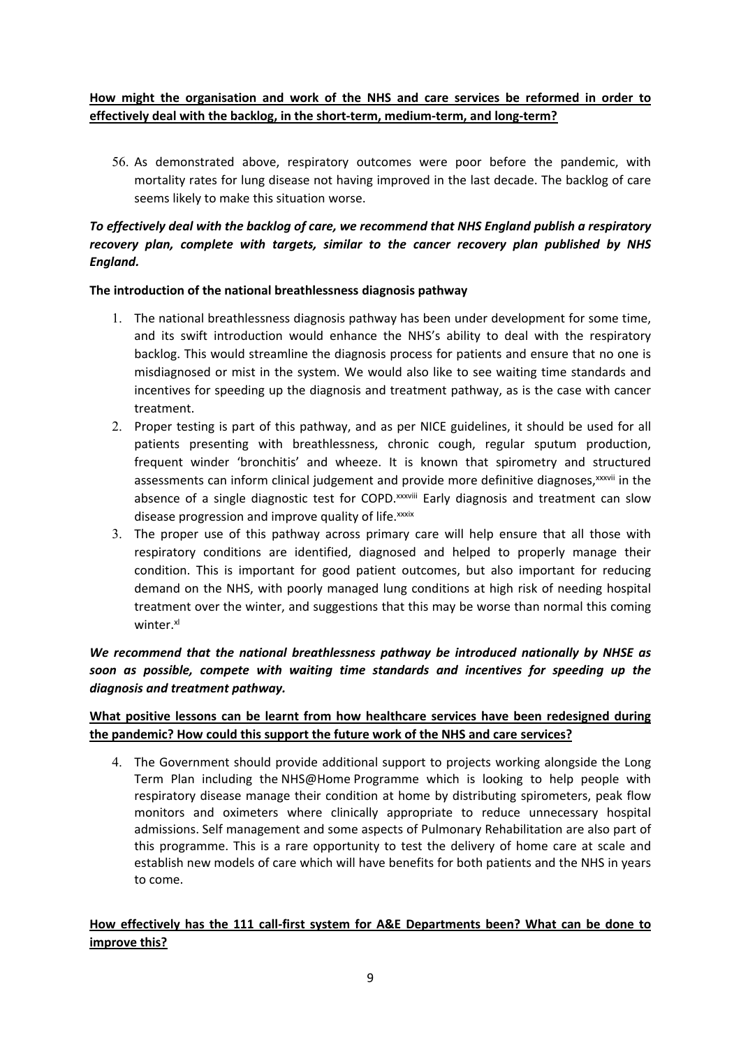**<u>How might the organisation and work of the NHS and care services be reformed in order to effectively deal with the backlog, in the short-term, medium-term, and long-term?</u>**

56. As demonstrated above, respiratory outcomes were poor before the pandemic, with mortality rates for lung disease not having improved in the last decade. The backlog of care seems likely to make this situation worse.

***To effectively deal with the backlog of care, we recommend that NHS England publish a respiratory recovery plan, complete with targets, similar to the cancer recovery plan published by NHS England.***

**The introduction of the national breathlessness diagnosis pathway**

1. The national breathlessness diagnosis pathway has been under development for some time, and its swift introduction would enhance the NHS's ability to deal with the respiratory backlog. This would streamline the diagnosis process for patients and ensure that no one is misdiagnosed or mist in the system. We would also like to see waiting time standards and incentives for speeding up the diagnosis and treatment pathway, as is the case with cancer treatment.
2. Proper testing is part of this pathway, and as per NICE guidelines, it should be used for all patients presenting with breathlessness, chronic cough, regular sputum production, frequent winder 'bronchitis' and wheeze. It is known that spirometry and structured assessments can inform clinical judgement and provide more definitive diagnoses,[xxxvii] in the absence of a single diagnostic test for COPD.[xxxviii] Early diagnosis and treatment can slow disease progression and improve quality of life.[xxxix]
3. The proper use of this pathway across primary care will help ensure that all those with respiratory conditions are identified, diagnosed and helped to properly manage their condition. This is important for good patient outcomes, but also important for reducing demand on the NHS, with poorly managed lung conditions at high risk of needing hospital treatment over the winter, and suggestions that this may be worse than normal this coming winter.[xl]

***We recommend that the national breathlessness pathway be introduced nationally by NHSE as soon as possible, compete with waiting time standards and incentives for speeding up the diagnosis and treatment pathway.***

**<u>What positive lessons can be learnt from how healthcare services have been redesigned during the pandemic? How could this support the future work of the NHS and care services?</u>**

4. The Government should provide additional support to projects working alongside the Long Term Plan including the NHS@Home Programme which is looking to help people with respiratory disease manage their condition at home by distributing spirometers, peak flow monitors and oximeters where clinically appropriate to reduce unnecessary hospital admissions. Self management and some aspects of Pulmonary Rehabilitation are also part of this programme. This is a rare opportunity to test the delivery of home care at scale and establish new models of care which will have benefits for both patients and the NHS in years to come.

**<u>How effectively has the 111 call-first system for A&E Departments been? What can be done to improve this?</u>**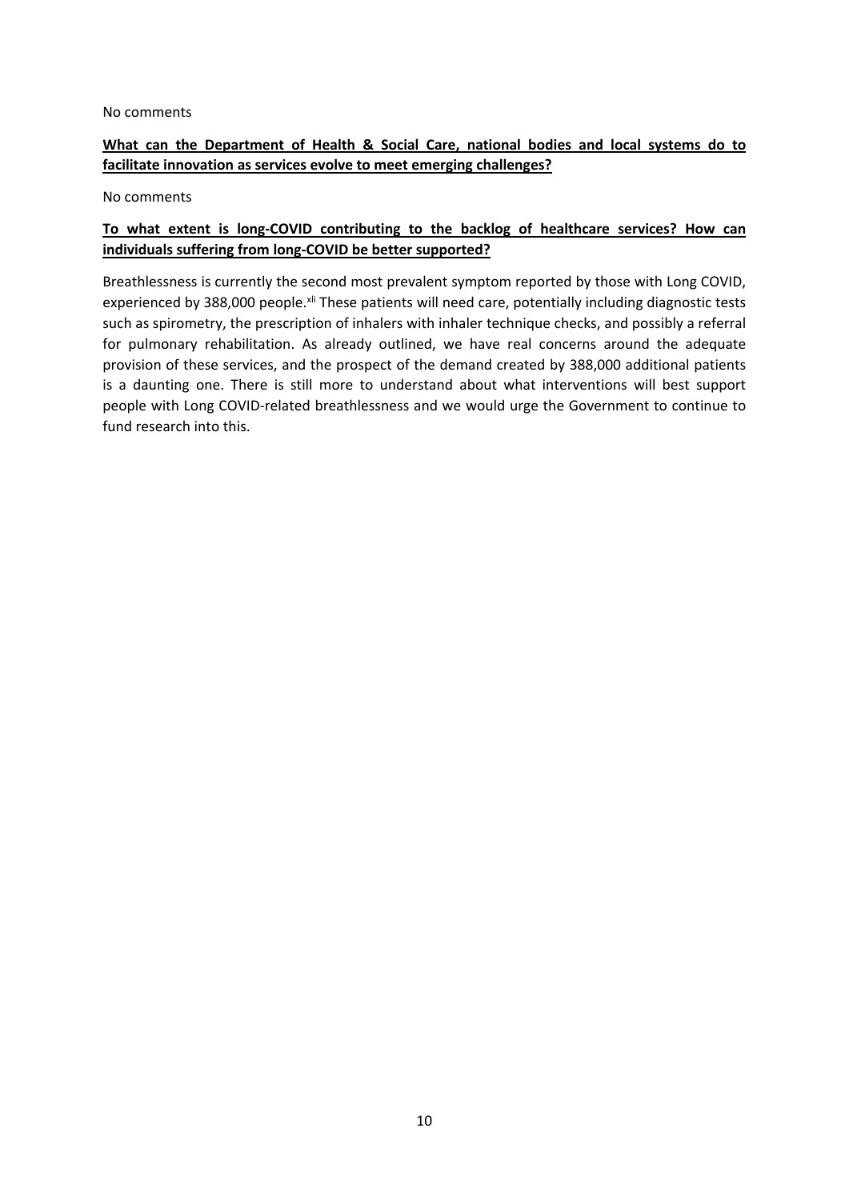No comments

**What can the Department of Health & Social Care, national bodies and local systems do to facilitate innovation as services evolve to meet emerging challenges?**

No comments

**To what extent is long-COVID contributing to the backlog of healthcare services? How can individuals suffering from long-COVID be better supported?**

Breathlessness is currently the second most prevalent symptom reported by those with Long COVID, experienced by 388,000 people.[xli] These patients will need care, potentially including diagnostic tests such as spirometry, the prescription of inhalers with inhaler technique checks, and possibly a referral for pulmonary rehabilitation. As already outlined, we have real concerns around the adequate provision of these services, and the prospect of the demand created by 388,000 additional patients is a daunting one. There is still more to understand about what interventions will best support people with Long COVID-related breathlessness and we would urge the Government to continue to fund research into this.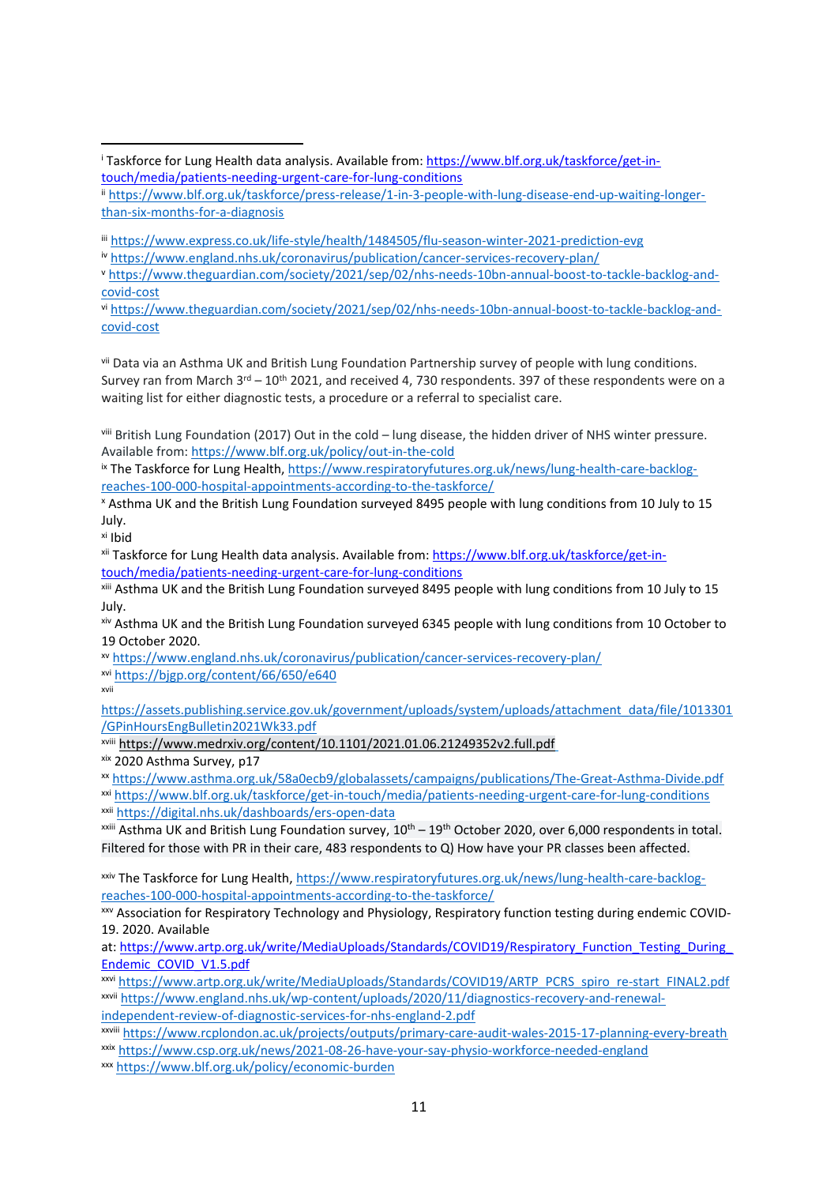[i] Taskforce for Lung Health data analysis. Available from: https://www.blf.org.uk/taskforce/get-in-touch/media/patients-needing-urgent-care-for-lung-conditions

[ii] https://www.blf.org.uk/taskforce/press-release/1-in-3-people-with-lung-disease-end-up-waiting-longer-than-six-months-for-a-diagnosis

[iii] https://www.express.co.uk/life-style/health/1484505/flu-season-winter-2021-prediction-evg

[iv] https://www.england.nhs.uk/coronavirus/publication/cancer-services-recovery-plan/

[v] https://www.theguardian.com/society/2021/sep/02/nhs-needs-10bn-annual-boost-to-tackle-backlog-and-covid-cost

[vi] https://www.theguardian.com/society/2021/sep/02/nhs-needs-10bn-annual-boost-to-tackle-backlog-and-covid-cost

[vii] Data via an Asthma UK and British Lung Foundation Partnership survey of people with lung conditions. Survey ran from March 3rd – 10th 2021, and received 4, 730 respondents. 397 of these respondents were on a waiting list for either diagnostic tests, a procedure or a referral to specialist care.

[viii] British Lung Foundation (2017) Out in the cold – lung disease, the hidden driver of NHS winter pressure. Available from: https://www.blf.org.uk/policy/out-in-the-cold

[ix] The Taskforce for Lung Health, https://www.respiratoryfutures.org.uk/news/lung-health-care-backlog-reaches-100-000-hospital-appointments-according-to-the-taskforce/

[x] Asthma UK and the British Lung Foundation surveyed 8495 people with lung conditions from 10 July to 15 July.

[xi] Ibid

[xii] Taskforce for Lung Health data analysis. Available from: https://www.blf.org.uk/taskforce/get-in-touch/media/patients-needing-urgent-care-for-lung-conditions

[xiii] Asthma UK and the British Lung Foundation surveyed 8495 people with lung conditions from 10 July to 15 July.

[xiv] Asthma UK and the British Lung Foundation surveyed 6345 people with lung conditions from 10 October to 19 October 2020.

[xv] https://www.england.nhs.uk/coronavirus/publication/cancer-services-recovery-plan/

[xvi] https://bjgp.org/content/66/650/e640

[xvii] https://assets.publishing.service.gov.uk/government/uploads/system/uploads/attachment_data/file/1013301/GPinHoursEngBulletin2021Wk33.pdf

[xviii] https://www.medrxiv.org/content/10.1101/2021.01.06.21249352v2.full.pdf

[xix] 2020 Asthma Survey, p17

[xx] https://www.asthma.org.uk/58a0ecb9/globalassets/campaigns/publications/The-Great-Asthma-Divide.pdf

[xxi] https://www.blf.org.uk/taskforce/get-in-touch/media/patients-needing-urgent-care-for-lung-conditions

[xxii] https://digital.nhs.uk/dashboards/ers-open-data

[xxiii] Asthma UK and British Lung Foundation survey, 10th – 19th October 2020, over 6,000 respondents in total. Filtered for those with PR in their care, 483 respondents to Q) How have your PR classes been affected.

[xxiv] The Taskforce for Lung Health, https://www.respiratoryfutures.org.uk/news/lung-health-care-backlog-reaches-100-000-hospital-appointments-according-to-the-taskforce/

[xxv] Association for Respiratory Technology and Physiology, Respiratory function testing during endemic COVID-19. 2020. Available at: https://www.artp.org.uk/write/MediaUploads/Standards/COVID19/Respiratory_Function_Testing_During_Endemic_COVID_V1.5.pdf

[xxvi] https://www.artp.org.uk/write/MediaUploads/Standards/COVID19/ARTP_PCRS_spiro_re-start_FINAL2.pdf

[xxvii] https://www.england.nhs.uk/wp-content/uploads/2020/11/diagnostics-recovery-and-renewal-independent-review-of-diagnostic-services-for-nhs-england-2.pdf

[xxviii] https://www.rcplondon.ac.uk/projects/outputs/primary-care-audit-wales-2015-17-planning-every-breath

[xxix] https://www.csp.org.uk/news/2021-08-26-have-your-say-physio-workforce-needed-england

[xxx] https://www.blf.org.uk/policy/economic-burden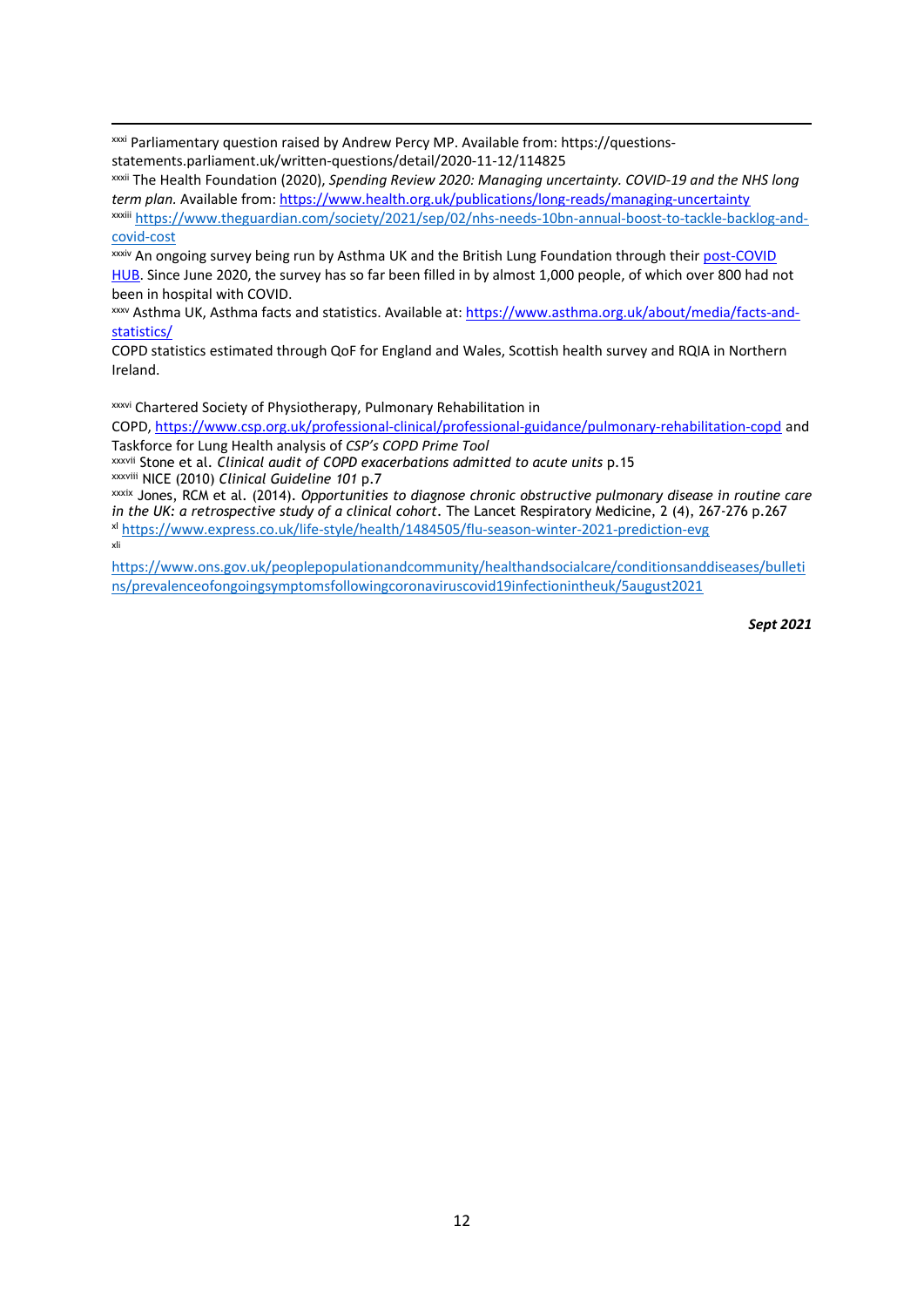[xxxi] Parliamentary question raised by Andrew Percy MP. Available from: https://questions-statements.parliament.uk/written-questions/detail/2020-11-12/114825

[xxxii] The Health Foundation (2020), *Spending Review 2020: Managing uncertainty. COVID-19 and the NHS long term plan.* Available from: https://www.health.org.uk/publications/long-reads/managing-uncertainty

[xxxiii] https://www.theguardian.com/society/2021/sep/02/nhs-needs-10bn-annual-boost-to-tackle-backlog-and-covid-cost

[xxxiv] An ongoing survey being run by Asthma UK and the British Lung Foundation through their post-COVID HUB. Since June 2020, the survey has so far been filled in by almost 1,000 people, of which over 800 had not been in hospital with COVID.

[xxxv] Asthma UK, Asthma facts and statistics. Available at: https://www.asthma.org.uk/about/media/facts-and-statistics/

COPD statistics estimated through QoF for England and Wales, Scottish health survey and RQIA in Northern Ireland.

[xxxvi] Chartered Society of Physiotherapy, Pulmonary Rehabilitation in COPD, https://www.csp.org.uk/professional-clinical/professional-guidance/pulmonary-rehabilitation-copd and Taskforce for Lung Health analysis of *CSP's COPD Prime Tool*

[xxxvii] Stone et al. *Clinical audit of COPD exacerbations admitted to acute units* p.15

[xxxviii] NICE (2010) *Clinical Guideline 101* p.7

[xxxix] Jones, RCM et al. (2014). *Opportunities to diagnose chronic obstructive pulmonary disease in routine care in the UK: a retrospective study of a clinical cohort*. The Lancet Respiratory Medicine, 2 (4), 267-276 p.267

[xl] https://www.express.co.uk/life-style/health/1484505/flu-season-winter-2021-prediction-evg

[xli] https://www.ons.gov.uk/peoplepopulationandcommunity/healthandsocialcare/conditionsanddiseases/bulletins/prevalenceofongoingsymptomsfollowingcoronaviruscovid19infectionintheuk/5august2021

***Sept 2021***